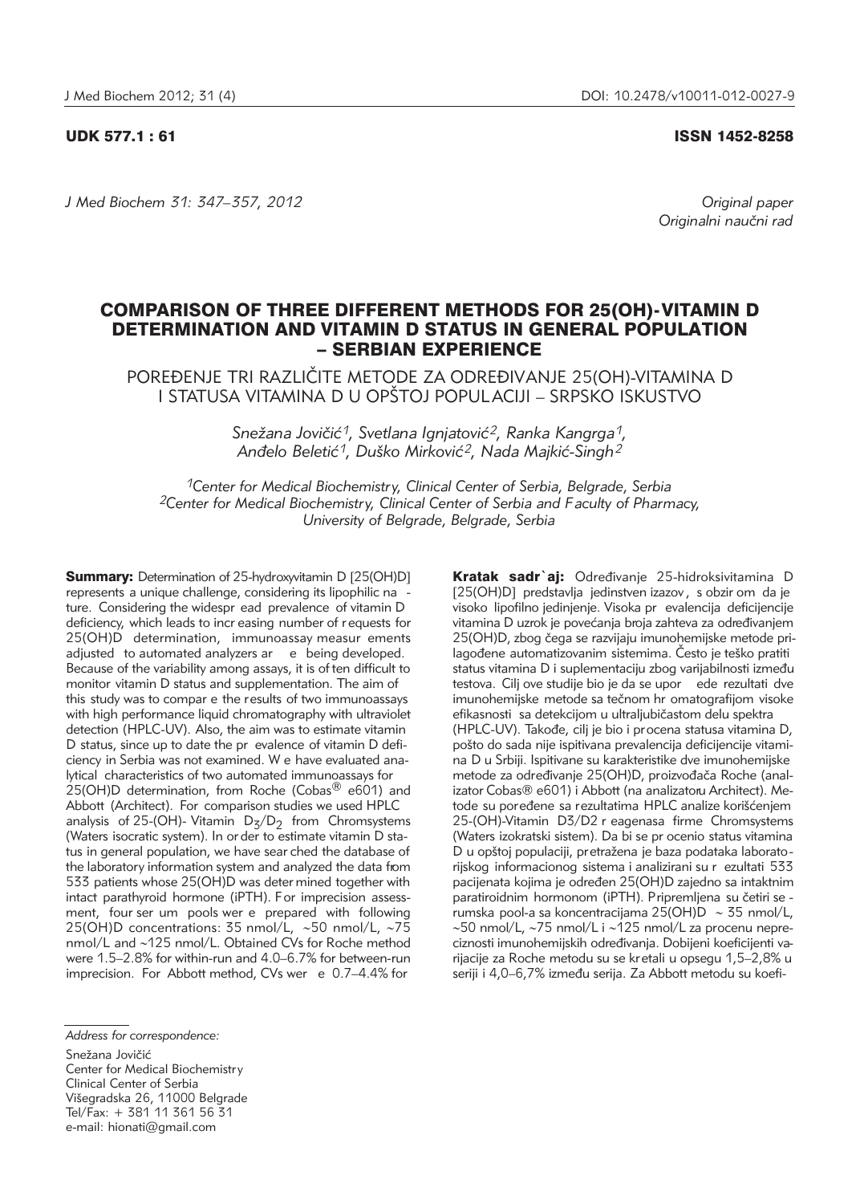UDK 577.1 : 61

ISSN 1452-8258

*Original paper*
*Originalni naučni rad*

# COMPARISON OF THREE DIFFERENT METHODS FOR 25(OH)-VITAMIN D DETERMINATION AND VITAMIN D STATUS IN GENERAL POPULATION – SERBIAN EXPERIENCE

## POREĐENJE TRI RAZLIČITE METODE ZA ODREĐIVANJE 25(OH)-VITAMINA D I STATUSA VITAMINA D U OPŠTOJ POPULACIJI – SRPSKO ISKUSTVO

*Snežana Jovičić[1], Svetlana Ignjatović[2], Ranka Kangrga[1], Anđelo Beletić[1], Duško Mirković[2], Nada Majkić-Singh[2]*

*[1]Center for Medical Biochemistry, Clinical Center of Serbia, Belgrade, Serbia*
*[2]Center for Medical Biochemistry, Clinical Center of Serbia and Faculty of Pharmacy, University of Belgrade, Belgrade, Serbia*

**Summary:** Determination of 25-hydroxyvitamin D [25(OH)D] represents a unique challenge, considering its lipophilic nature. Considering the widespread prevalence of vitamin D deficiency, which leads to increasing number of requests for 25(OH)D determination, immunoassay measurements adjusted to automated analyzers are being developed. Because of the variability among assays, it is often difficult to monitor vitamin D status and supplementation. The aim of this study was to compare the results of two immunoassays with high performance liquid chromatography with ultraviolet detection (HPLC-UV). Also, the aim was to estimate vitamin D status, since up to date the prevalence of vitamin D deficiency in Serbia was not examined. We have evaluated analytical characteristics of two automated immunoassays for 25(OH)D determination, from Roche (Cobas® e601) and Abbott (Architect). For comparison studies we used HPLC analysis of 25-(OH)- Vitamin $D_3/D_2$ from Chromsystems (Waters isocratic system). In order to estimate vitamin D status in general population, we have searched the database of the laboratory information system and analyzed the data from 533 patients whose 25(OH)D was determined together with intact parathyroid hormone (iPTH). For imprecision assessment, four serum pools were prepared with following 25(OH)D concentrations: 35 nmol/L, ~50 nmol/L, ~75 nmol/L and ~125 nmol/L. Obtained CVs for Roche method were 1.5–2.8% for within-run and 4.0–6.7% for between-run imprecision. For Abbott method, CVs were 0.7–4.4% for

**Kratak sadržaj:** Određivanje 25-hidroksivitamina D [25(OH)D] predstavlja jedinstven izazov, s obzirom da je visoko lipofilno jedinjenje. Visoka prevalencija deficijencije vitamina D uzrok je povećanja broja zahteva za određivanjem 25(OH)D, zbog čega se razvijaju imunohemijske metode prilagođene automatizovanim sistemima. Često je teško pratiti status vitamina D i suplementaciju zbog varijabilnosti između testova. Cilj ove studije bio je da se uporede rezultati dve imunohemijske metode sa tečnom hromatografijom visoke efikasnosti sa detekcijom u ultraljubičastom delu spektra (HPLC-UV). Takođe, cilj je bio i procena statusa vitamina D, pošto do sada nije ispitivana prevalencija deficijencije vitamina D u Srbiji. Ispitivane su karakteristike dve imunohemijske metode za određivanje 25(OH)D, proizvođača Roche (analizator Cobas® e601) i Abbott (na analizatoru Architect). Metode su poređene sa rezultatima HPLC analize korišćenjem 25-(OH)-Vitamin D3/D2 reagenasa firme Chromsystems (Waters izokratski sistem). Da bi se procenio status vitamina D u opštoj populaciji, pretražena je baza podataka laboratorijskog informacionog sistema i analizirani su rezultati 533 pacijenata kojima je određen 25(OH)D zajedno sa intaktnim paratiroidnim hormonom (iPTH). Pripremljena su četiri serumska pool-a sa koncentracijama 25(OH)D ~ 35 nmol/L, ~50 nmol/L, ~75 nmol/L i ~125 nmol/L za procenu nepreciznosti imunohemijskih određivanja. Dobijeni koeficijenti varijacije za Roche metodu su se kretali u opsegu 1,5–2,8% u seriji i 4,0–6,7% između serija. Za Abbott metodu su koefi-

*Address for correspondence:*

Snežana Jovičić
Center for Medical Biochemistry
Clinical Center of Serbia
Višegradska 26, 11000 Belgrade
Tel/Fax: + 381 11 361 56 31
e-mail: hionati@gmail.com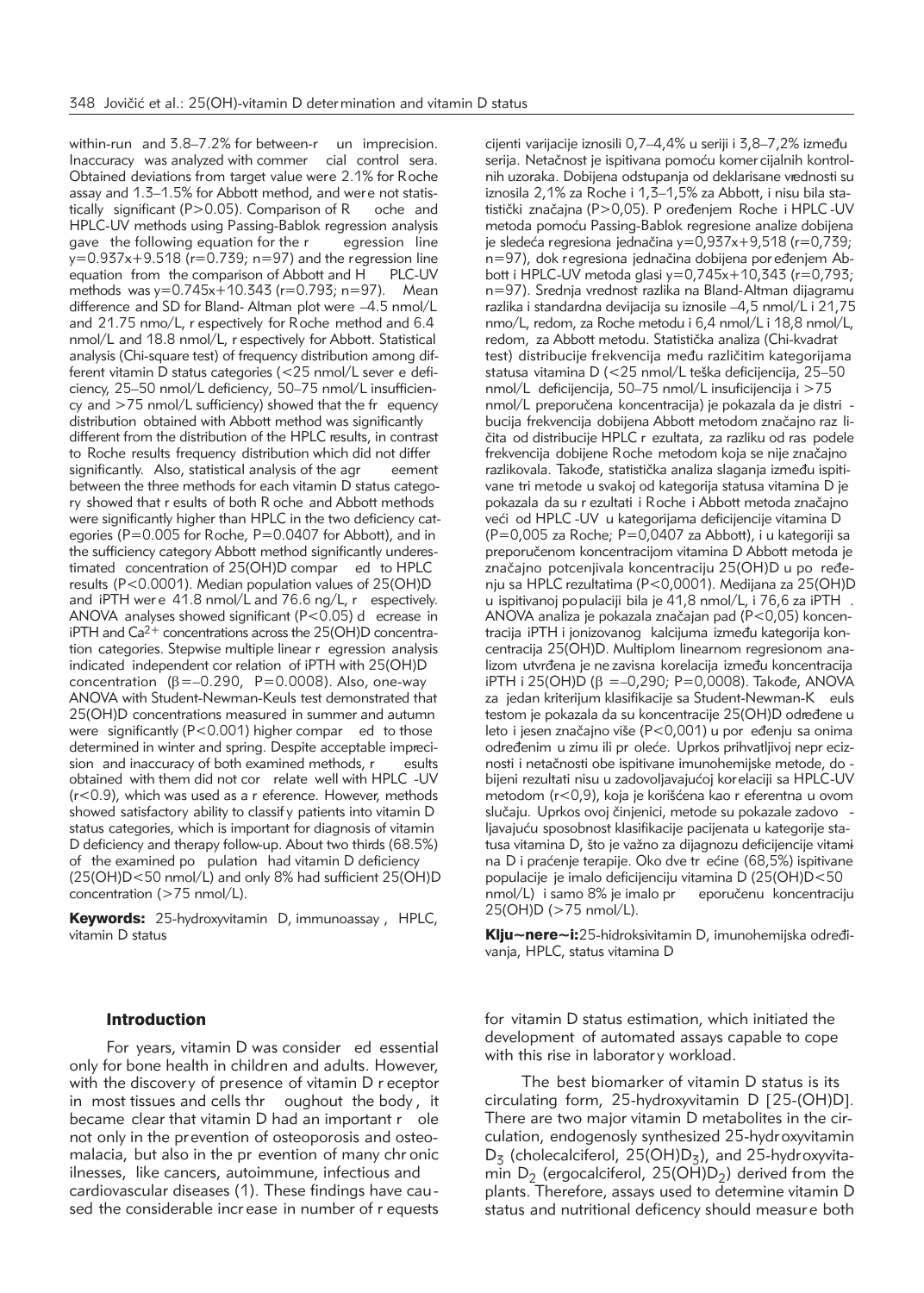within-run and 3.8–7.2% for between-run imprecision. Inaccuracy was analyzed with commercial control sera. Obtained deviations from target value were 2.1% for Roche assay and 1.3–1.5% for Abbott method, and were not statistically significant ($P>0.05$). Comparison of Roche and HPLC-UV methods using Passing-Bablok regression analysis gave the following equation for the regression line $y=0.937x+9.518$ ($r=0.739$; $n=97$) and the regression line equation from the comparison of Abbott and HPLC-UV methods was $y=0.745x+10.343$ ($r=0.793$; $n=97$). Mean difference and SD for Bland- Altman plot were –4.5 nmol/L and 21.75 nmo/L, respectively for Roche method and 6.4 nmol/L and 18.8 nmol/L, respectively for Abbott. Statistical analysis (Chi-square test) of frequency distribution among different vitamin D status categories (<25 nmol/L sever e deficiency, 25–50 nmol/L deficiency, 50–75 nmol/L insufficiency and >75 nmol/L sufficiency) showed that the frequency distribution obtained with Abbott method was significantly different from the distribution of the HPLC results, in contrast to Roche results frequency distribution which did not differ significantly. Also, statistical analysis of the agreement between the three methods for each vitamin D status category showed that results of both Roche and Abbott methods were significantly higher than HPLC in the two deficiency categories ($P=0.005$ for Roche, $P=0.0407$ for Abbott), and in the sufficiency category Abbott method significantly underestimated concentration of 25(OH)D compared to HPLC results ($P<0.0001$). Median population values of 25(OH)D and iPTH were 41.8 nmol/L and 76.6 ng/L, respectively. ANOVA analyses showed significant ($P<0.05$) decrease in iPTH and $Ca^{2+}$ concentrations across the 25(OH)D concentration categories. Stepwise multiple linear regression analysis indicated independent correlation of iPTH with 25(OH)D concentration ($\beta=-0.290$, $P=0.0008$). Also, one-way ANOVA with Student-Newman-Keuls test demonstrated that 25(OH)D concentrations measured in summer and autumn were significantly ($P<0.001$) higher compared to those determined in winter and spring. Despite acceptable imprecision and inaccuracy of both examined methods, results obtained with them did not correlate well with HPLC -UV ($r<0.9$), which was used as a reference. However, methods showed satisfactory ability to classify patients into vitamin D status categories, which is important for diagnosis of vitamin D deficiency and therapy follow-up. About two thirds (68.5%) of the examined population had vitamin D deficiency (25(OH)D<50 nmol/L) and only 8% had sufficient 25(OH)D concentration (>75 nmol/L).

**Keywords:** 25-hydroxyvitamin D, immunoassay, HPLC, vitamin D status

cijenti varijacije iznosili 0,7–4,4% u seriji i 3,8–7,2% između serija. Netačnost je ispitivana pomoću komercijalnih kontrolnih uzoraka. Dobijena odstupanja od deklarisane vrednosti su iznosila 2,1% za Roche i 1,3–1,5% za Abbott, i nisu bila statistički značajna ($P>0,05$). Poređenjem Roche i HPLC-UV metoda pomoću Passing-Bablok regresione analize dobijena je sledeća regresiona jednačina $y=0,937x+9,518$ ($r=0,739$; $n=97$), dok regresiona jednačina dobijena poređenjem Abbott i HPLC-UV metoda glasi $y=0,745x+10,343$ ($r=0,793$; $n=97$). Srednja vrednost razlika na Bland-Altman dijagramu razlika i standardna devijacija su iznosile –4,5 nmol/L i 21,75 nmo/L, redom, za Roche metodu i 6,4 nmol/L i 18,8 nmol/L, redom, za Abbott metodu. Statistička analiza (Chi-kvadrat test) distribucije frekvencija među različitim kategorijama statusa vitamina D (<25 nmol/L teška deficijencija, 25–50 nmol/L deficijencija, 50–75 nmol/L insuficijencija i >75 nmol/L preporučena koncentracija) je pokazala da je distribucija frekvencija dobijena Abbott metodom značajno različita od distribucije HPLC rezultata, za razliku od raspodele frekvencija dobijene Roche metodom koja se nije značajno razlikovala. Takođe, statistička analiza slaganja između ispitivane tri metode u svakoj od kategorija statusa vitamina D je pokazala da su rezultati i Roche i Abbott metoda značajno veći od HPLC-UV u kategorijama deficijencije vitamina D ($P=0,005$ za Roche; $P=0,0407$ za Abbott), i u kategoriji sa preporučenom koncentracijom vitamina D Abbott metoda je značajno potcenjivala koncentraciju 25(OH)D u poređenju sa HPLC rezultatima ($P<0,0001$). Medijana za 25(OH)D u ispitivanoj populaciji bila je 41,8 nmol/L, i 76,6 za iPTH. ANOVA analiza je pokazala značajan pad ($P<0,05$) koncentracija iPTH i jonizovanog kalcijuma između kategorija koncentracija 25(OH)D. Multiplom linearnom regresionom analizom utvrđena je nezavisna korelacija između koncentracija iPTH i 25(OH)D ($\beta=-0,290$; $P=0,0008$). Takođe, ANOVA za jedan kriterijum klasifikacije sa Student-Newman-Keuls testom je pokazala da su koncentracije 25(OH)D određene u leto i jesen značajno više ($P<0,001$) u poređenju sa onima određenim u zimu ili proleće. Uprkos prihvatljivoj nepreciznosti i netačnosti obe ispitivane imunohemijske metode, dobijeni rezultati nisu u zadovoljavajućoj korelaciji sa HPLC-UV metodom ($r<0,9$), koja je korišćena kao referentna u ovom slučaju. Uprkos ovoj činjenici, metode su pokazale zadovoljavajuću sposobnost klasifikacije pacijenata u kategorije statusa vitamina D, što je važno za dijagnozu deficijencije vitamina D i praćenje terapije. Oko dve trećine (68,5%) ispitivane populacije je imalo deficijenciju vitamina D (25(OH)D<50 nmol/L) i samo 8% je imalo preporučenu koncentraciju 25(OH)D (>75 nmol/L).

**Ključne reči:** 25-hidroksivitamin D, imunohemijska određivanja, HPLC, status vitamina D

## Introduction

For years, vitamin D was considered essential only for bone health in children and adults. However, with the discovery of presence of vitamin D receptor in most tissues and cells throughout the body, it became clear that vitamin D had an important role not only in the prevention of osteoporosis and osteomalacia, but also in the prevention of many chronic ilnesses, like cancers, autoimmune, infectious and cardiovascular diseases (1). These findings have caused the considerable increase in number of requests for vitamin D status estimation, which initiated the development of automated assays capable to cope with this rise in laboratory workload.

The best biomarker of vitamin D status is its circulating form, 25-hydroxyvitamin D [25-(OH)D]. There are two major vitamin D metabolites in the circulation, endogenosly synthesized 25-hydroxyvitamin $D_3$ (cholecalciferol, $25(OH)D_3$), and 25-hydroxyvitamin $D_2$ (ergocalciferol, $25(OH)D_2$) derived from the plants. Therefore, assays used to determine vitamin D status and nutritional deficency should measure both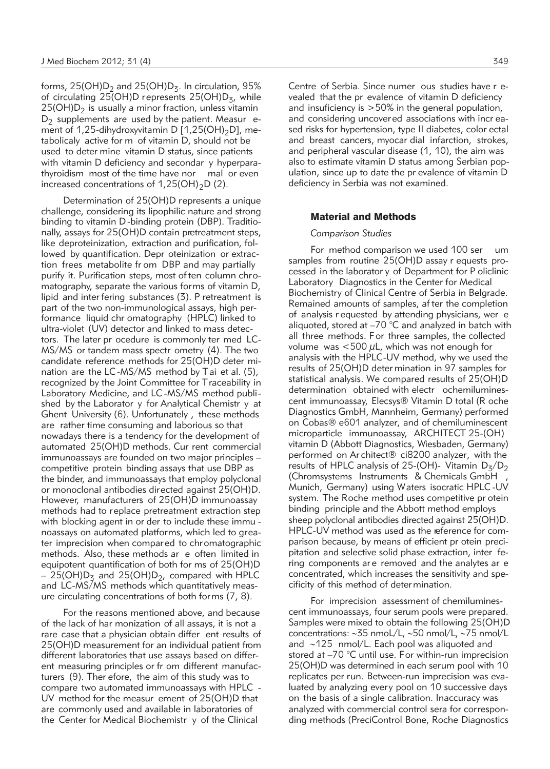forms, $25(OH)D_2$ and $25(OH)D_3$. In circulation, 95% of circulating 25(OH)D represents $25(OH)D_3$, while $25(OH)D_2$ is usually a minor fraction, unless vitamin $D_2$ supplements are used by the patient. Measurement of 1,25-dihydroxyvitamin D [$1,25(OH)_2D$], metabolicaly active form of vitamin D, should not be used to determine vitamin D status, since patients with vitamin D deficiency and secondary hyperparathyroidism most of the time have normal or even increased concentrations of $1,25(OH)_2D$ (2).

Determination of 25(OH)D represents a unique challenge, considering its lipophilic nature and strong binding to vitamin D-binding protein (DBP). Traditionally, assays for 25(OH)D contain pretreatment steps, like deproteinization, extraction and purification, followed by quantification. Deproteinization or extraction frees metabolite from DBP and may partially purify it. Purification steps, most often column chromatography, separate the various forms of vitamin D, lipid and interfering substances (3). Pretreatment is part of the two non-immunological assays, high performance liquid chromatography (HPLC) linked to ultra-violet (UV) detector and linked to mass detectors. The later procedure is commonly termed LC-MS/MS or tandem mass spectrometry (4). The two candidate reference methods for 25(OH)D determination are the LC-MS/MS method by Tai et al. (5), recognized by the Joint Committee for Traceability in Laboratory Medicine, and LC-MS/MS method published by the Laboratory for Analytical Chemistry at Ghent University (6). Unfortunately, these methods are rather time consuming and laborious so that nowadays there is a tendency for the development of automated 25(OH)D methods. Current commercial immunoassays are founded on two major principles – competitive protein binding assays that use DBP as the binder, and immunoassays that employ polyclonal or monoclonal antibodies directed against 25(OH)D. However, manufacturers of 25(OH)D immunoassay methods had to replace pretreatment extraction step with blocking agent in order to include these immunoassays on automated platforms, which led to greater imprecision when compared to chromatographic methods. Also, these methods are often limited in equipotent quantification of both forms of 25(OH)D – $25(OH)D_3$ and $25(OH)D_2$, compared with HPLC and LC-MS/MS methods which quantitatively measure circulating concentrations of both forms (7, 8).

For the reasons mentioned above, and because of the lack of harmonization of all assays, it is not a rare case that a physician obtain different results of 25(OH)D measurement for an individual patient from different laboratories that use assays based on different measuring principles or from different manufacturers (9). Therefore, the aim of this study was to compare two automated immunoassays with HPLC-UV method for the measurement of 25(OH)D that are commonly used and available in laboratories of the Center for Medical Biochemistry of the Clinical Centre of Serbia. Since numerous studies have revealed that the prevalence of vitamin D deficiency and insuficiency is >50% in the general population, and considering uncovered associations with increased risks for hypertension, type II diabetes, colorectal and breast cancers, myocardial infarction, strokes, and peripheral vascular disease (1, 10), the aim was also to estimate vitamin D status among Serbian population, since up to date the prevalence of vitamin D deficiency in Serbia was not examined.

## Material and Methods

### *Comparison Studies*

For method comparison we used 100 serum samples from routine 25(OH)D assay requests processed in the laboratory of Department for Policlinic Laboratory Diagnostics in the Center for Medical Biochemistry of Clinical Centre of Serbia in Belgrade. Remained amounts of samples, after the completion of analysis requested by attending physicians, were aliquoted, stored at –70 °C and analyzed in batch with all three methods. For three samples, the collected volume was <500 $\mu$L, which was not enough for analysis with the HPLC-UV method, why we used the results of 25(OH)D determination in 97 samples for statistical analysis. We compared results of 25(OH)D determination obtained with electrochemiluminescent immunoassay, Elecsys® Vitamin D total (Roche Diagnostics GmbH, Mannheim, Germany) performed on Cobas® e601 analyzer, and of chemiluminescent microparticle immunoassay, ARCHITECT 25-(OH) vitamin D (Abbott Diagnostics, Wiesbaden, Germany) performed on Architect® ci8200 analyzer, with the results of HPLC analysis of 25-(OH)- Vitamin $D_3/D_2$ (Chromsystems Instruments & Chemicals GmbH, Munich, Germany) using Waters isocratic HPLC-UV system. The Roche method uses competitive protein binding principle and the Abbott method employs sheep polyclonal antibodies directed against 25(OH)D. HPLC-UV method was used as the reference for comparison because, by means of efficient protein precipitation and selective solid phase extraction, interfering components are removed and the analytes are concentrated, which increases the sensitivity and specificity of this method of determination.

For imprecision assessment of chemiluminescent immunoassays, four serum pools were prepared. Samples were mixed to obtain the following 25(OH)D concentrations: ~35 nmoL/L, ~50 nmol/L, ~75 nmol/L and ~125 nmol/L. Each pool was aliquoted and stored at –70 °C until use. For within-run imprecision 25(OH)D was determined in each serum pool with 10 replicates per run. Between-run imprecision was evaluated by analyzing every pool on 10 successive days on the basis of a single calibration. Inaccuracy was analyzed with commercial control sera for corresponding methods (PreciControl Bone, Roche Diagnostics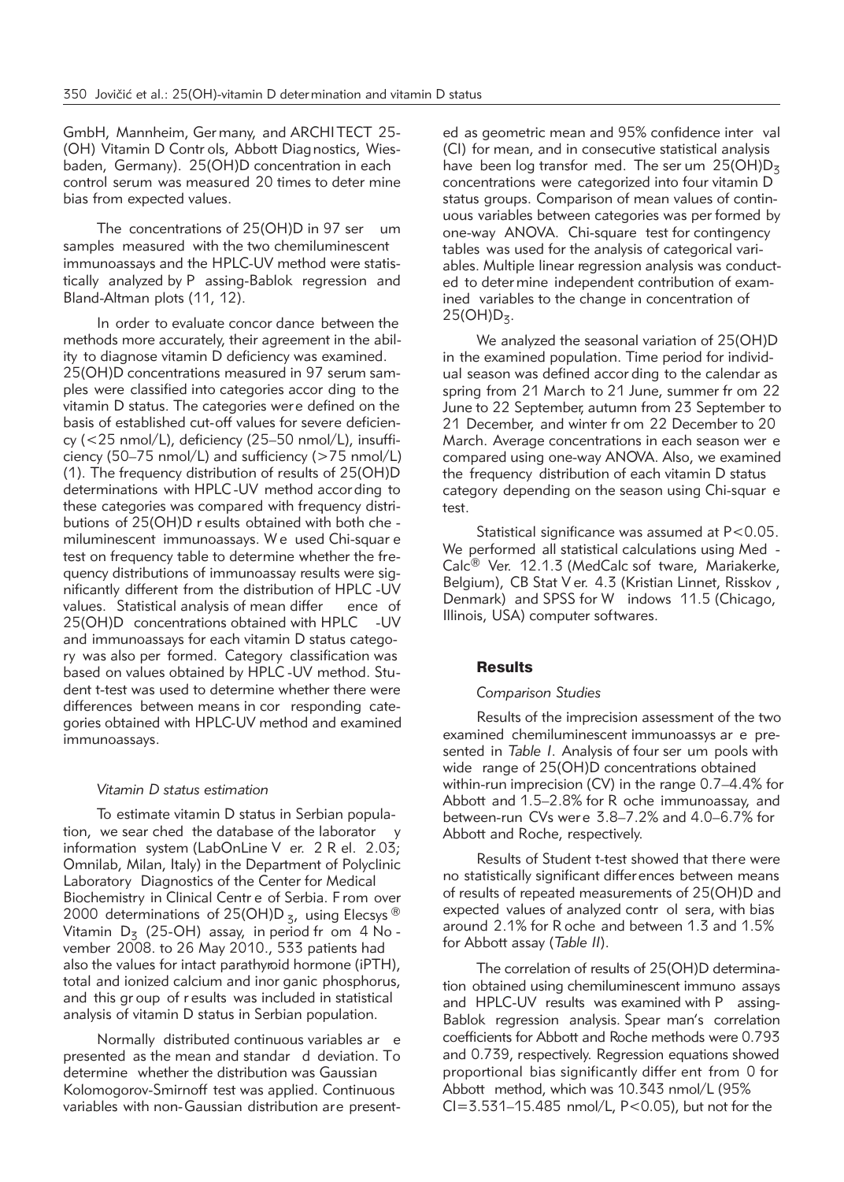GmbH, Mannheim, Germany, and ARCHITECT 25-(OH) Vitamin D Controls, Abbott Diagnostics, Wiesbaden, Germany). 25(OH)D concentration in each control serum was measured 20 times to determine bias from expected values.

The concentrations of 25(OH)D in 97 serum samples measured with the two chemiluminescent immunoassays and the HPLC-UV method were statistically analyzed by Passing-Bablok regression and Bland-Altman plots (11, 12).

In order to evaluate concordance between the methods more accurately, their agreement in the ability to diagnose vitamin D deficiency was examined. 25(OH)D concentrations measured in 97 serum samples were classified into categories according to the vitamin D status. The categories were defined on the basis of established cut-off values for severe deficiency (<25 nmol/L), deficiency (25–50 nmol/L), insufficiency (50–75 nmol/L) and sufficiency (>75 nmol/L) (1). The frequency distribution of results of 25(OH)D determinations with HPLC-UV method according to these categories was compared with frequency distributions of 25(OH)D results obtained with both chemiluminescent immunoassays. We used Chi-square test on frequency table to determine whether the frequency distributions of immunoassay results were significantly different from the distribution of HPLC-UV values. Statistical analysis of mean difference of 25(OH)D concentrations obtained with HPLC-UV and immunoassays for each vitamin D status category was also performed. Category classification was based on values obtained by HPLC-UV method. Student t-test was used to determine whether there were differences between means in corresponding categories obtained with HPLC-UV method and examined immunoassays.

### *Vitamin D status estimation*

To estimate vitamin D status in Serbian population, we searched the database of the laboratory information system (LabOnLine Ver. 2 Rel. 2.03; Omnilab, Milan, Italy) in the Department of Polyclinic Laboratory Diagnostics of the Center for Medical Biochemistry in Clinical Centre of Serbia. From over 2000 determinations of 25(OH)$D_3$, using Elecsys® Vitamin $D_3$ (25-OH) assay, in period from 4 November 2008. to 26 May 2010., 533 patients had also the values for intact parathyroid hormone (iPTH), total and ionized calcium and inorganic phosphorus, and this group of results was included in statistical analysis of vitamin D status in Serbian population.

Normally distributed continuous variables are presented as the mean and standard deviation. To determine whether the distribution was Gaussian Kolomogorov-Smirnoff test was applied. Continuous variables with non-Gaussian distribution are presented as geometric mean and 95% confidence interval (CI) for mean, and in consecutive statistical analysis have been log transformed. The serum 25(OH)$D_3$ concentrations were categorized into four vitamin D status groups. Comparison of mean values of continuous variables between categories was performed by one-way ANOVA. Chi-square test for contingency tables was used for the analysis of categorical variables. Multiple linear regression analysis was conducted to determine independent contribution of examined variables to the change in concentration of 25(OH)$D_3$.

We analyzed the seasonal variation of 25(OH)D in the examined population. Time period for individual season was defined according to the calendar as spring from 21 March to 21 June, summer from 22 June to 22 September, autumn from 23 September to 21 December, and winter from 22 December to 20 March. Average concentrations in each season were compared using one-way ANOVA. Also, we examined the frequency distribution of each vitamin D status category depending on the season using Chi-square test.

Statistical significance was assumed at $P<0.05$. We performed all statistical calculations using MedCalc® Ver. 12.1.3 (MedCalc software, Mariakerke, Belgium), CB Stat Ver. 4.3 (Kristian Linnet, Risskov, Denmark) and SPSS for Windows 11.5 (Chicago, Illinois, USA) computer softwares.

## Results

### *Comparison Studies*

Results of the imprecision assessment of the two examined chemiluminescent immunoassys are presented in *Table I*. Analysis of four serum pools with wide range of 25(OH)D concentrations obtained within-run imprecision (CV) in the range 0.7–4.4% for Abbott and 1.5–2.8% for Roche immunoassay, and between-run CVs were 3.8–7.2% and 4.0–6.7% for Abbott and Roche, respectively.

Results of Student t-test showed that there were no statistically significant differences between means of results of repeated measurements of 25(OH)D and expected values of analyzed control sera, with bias around 2.1% for Roche and between 1.3 and 1.5% for Abbott assay (*Table II*).

The correlation of results of 25(OH)D determination obtained using chemiluminescent immuno assays and HPLC-UV results was examined with Passing-Bablok regression analysis. Spearman's correlation coefficients for Abbott and Roche methods were 0.793 and 0.739, respectively. Regression equations showed proportional bias significantly different from 0 for Abbott method, which was 10.343 nmol/L (95% CI=3.531–15.485 nmol/L, $P<0.05$), but not for the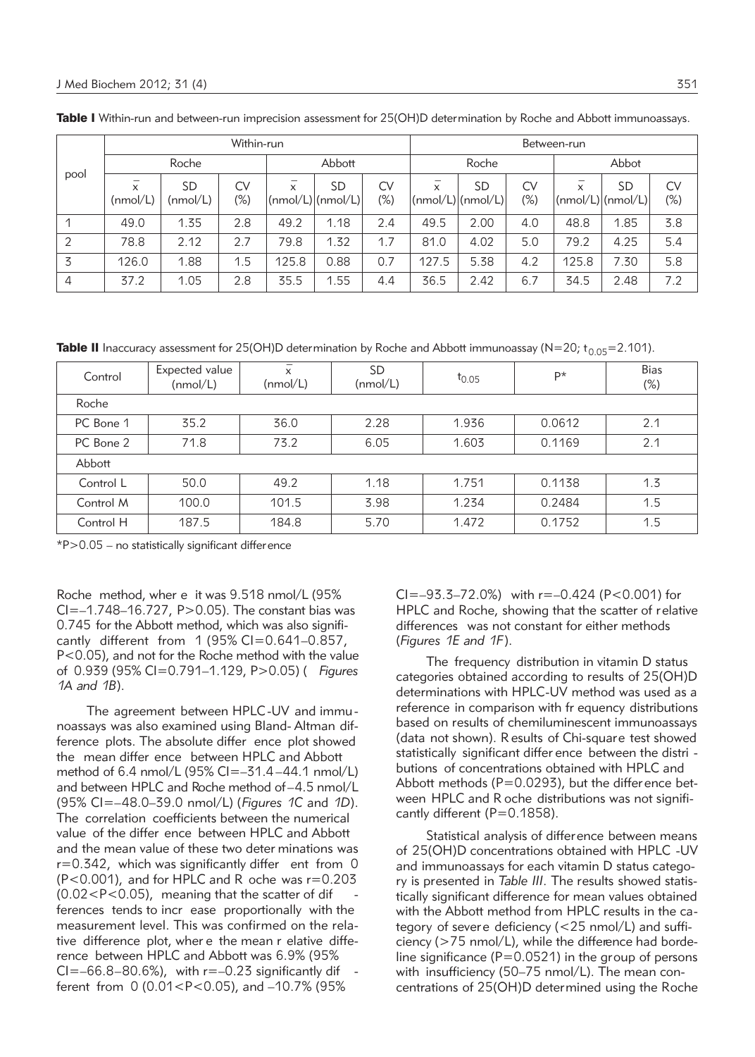**Table I** Within-run and between-run imprecision assessment for 25(OH)D determination by Roche and Abbott immunoassays.

| pool | Within-run | | | | | | Between-run | | | | | |
|---|---|---|---|---|---|---|---|---|---|---|---|---|
| | Roche | | | Abbott | | | Roche | | | Abbot | | |
| | $\bar{x}$ (nmol/L) | SD (nmol/L) | CV (%) | $\bar{x}$ (nmol/L) | SD (nmol/L) | CV (%) | $\bar{x}$ (nmol/L) | SD (nmol/L) | CV (%) | $\bar{x}$ (nmol/L) | SD (nmol/L) | CV (%) |
| 1 | 49.0 | 1.35 | 2.8 | 49.2 | 1.18 | 2.4 | 49.5 | 2.00 | 4.0 | 48.8 | 1.85 | 3.8 |
| 2 | 78.8 | 2.12 | 2.7 | 79.8 | 1.32 | 1.7 | 81.0 | 4.02 | 5.0 | 79.2 | 4.25 | 5.4 |
| 3 | 126.0 | 1.88 | 1.5 | 125.8 | 0.88 | 0.7 | 127.5 | 5.38 | 4.2 | 125.8 | 7.30 | 5.8 |
| 4 | 37.2 | 1.05 | 2.8 | 35.5 | 1.55 | 4.4 | 36.5 | 2.42 | 6.7 | 34.5 | 2.48 | 7.2 |

**Table II** Inaccuracy assessment for 25(OH)D determination by Roche and Abbott immunoassay (N=20; $t_{0.05}$=2.101).

| Control | Expected value (nmol/L) | $\bar{x}$ (nmol/L) | SD (nmol/L) | $t_{0.05}$ | P* | Bias (%) |
|---|---|---|---|---|---|---|
| Roche | | | | | | |
| PC Bone 1 | 35.2 | 36.0 | 2.28 | 1.936 | 0.0612 | 2.1 |
| PC Bone 2 | 71.8 | 73.2 | 6.05 | 1.603 | 0.1169 | 2.1 |
| Abbott | | | | | | |
| Control L | 50.0 | 49.2 | 1.18 | 1.751 | 0.1138 | 1.3 |
| Control M | 100.0 | 101.5 | 3.98 | 1.234 | 0.2484 | 1.5 |
| Control H | 187.5 | 184.8 | 5.70 | 1.472 | 0.1752 | 1.5 |

*P>0.05 – no statistically significant difference

Roche method, where it was 9.518 nmol/L (95% CI=–1.748–16.727, P>0.05). The constant bias was 0.745 for the Abbott method, which was also significantly different from 1 (95% CI=0.641–0.857, P<0.05), and not for the Roche method with the value of 0.939 (95% CI=0.791–1.129, P>0.05) (*Figures 1A and 1B*).

The agreement between HPLC-UV and immunoassays was also examined using Bland-Altman difference plots. The absolute difference plot showed the mean difference between HPLC and Abbott method of 6.4 nmol/L (95% CI=–31.4–44.1 nmol/L) and between HPLC and Roche method of –4.5 nmol/L (95% CI=–48.0–39.0 nmol/L) (*Figures 1C* and *1D*). The correlation coefficients between the numerical value of the difference between HPLC and Abbott and the mean value of these two determinations was r=0.342, which was significantly different from 0 (P<0.001), and for HPLC and Roche was r=0.203 (0.02<P<0.05), meaning that the scatter of differences tends to increase proportionally with the measurement level. This was confirmed on the relative difference plot, where the mean relative difference between HPLC and Abbott was 6.9% (95% CI=–66.8–80.6%), with r=–0.23 significantly different from 0 (0.01<P<0.05), and –10.7% (95% CI=–93.3–72.0%) with r=–0.424 (P<0.001) for HPLC and Roche, showing that the scatter of relative differences was not constant for either methods (*Figures 1E and 1F*).

The frequency distribution in vitamin D status categories obtained according to results of 25(OH)D determinations with HPLC-UV method was used as a reference in comparison with frequency distributions based on results of chemiluminescent immunoassays (data not shown). Results of Chi-square test showed statistically significant difference between the distributions of concentrations obtained with HPLC and Abbott methods (P=0.0293), but the difference between HPLC and Roche distributions was not significantly different (P=0.1858).

Statistical analysis of difference between means of 25(OH)D concentrations obtained with HPLC-UV and immunoassays for each vitamin D status category is presented in *Table III*. The results showed statistically significant difference for mean values obtained with the Abbott method from HPLC results in the category of severe deficiency (<25 nmol/L) and sufficiency (>75 nmol/L), while the difference had borderline significance (P=0.0521) in the group of persons with insufficiency (50–75 nmol/L). The mean concentrations of 25(OH)D determined using the Roche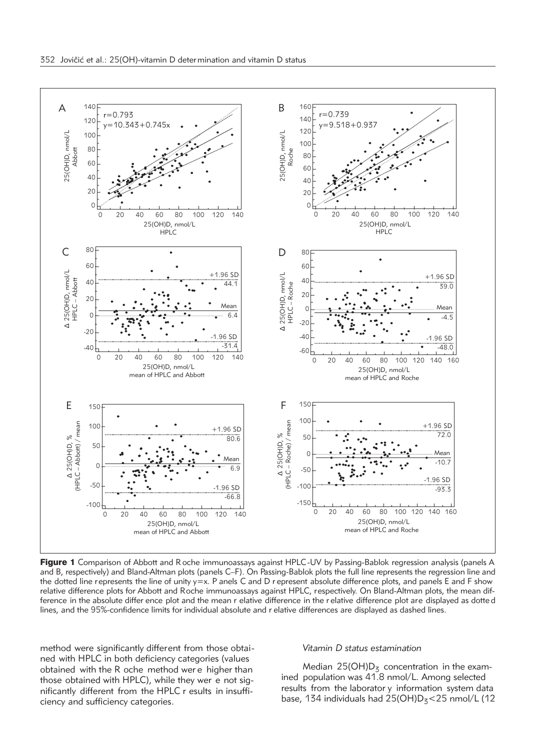**Figure 1** Comparison of Abbott and Roche immunoassays against HPLC-UV by Passing-Bablok regression analysis (panels A and B, respectively) and Bland-Altman plots (panels C–F). On Passing-Bablok plots the full line represents the regression line and the dotted line represents the line of unity y=x. Panels C and D represent absolute difference plots, and panels E and F show relative difference plots for Abbott and Roche immunoassays against HPLC, respectively. On Bland-Altman plots, the mean difference in the absolute difference plot and the mean relative difference in the relative difference plot are displayed as dotted lines, and the 95%-confidence limits for individual absolute and relative differences are displayed as dashed lines.

method were significantly different from those obtained with HPLC in both deficiency categories (values obtained with the Roche method were higher than those obtained with HPLC), while they were not significantly different from the HPLC results in insufficiency and sufficiency categories.

### *Vitamin D status estamination*

Median $25(OH)D_3$ concentration in the examined population was 41.8 nmol/L. Among selected results from the laboratory information system data base, 134 individuals had $25(OH)D_3<25$ nmol/L (12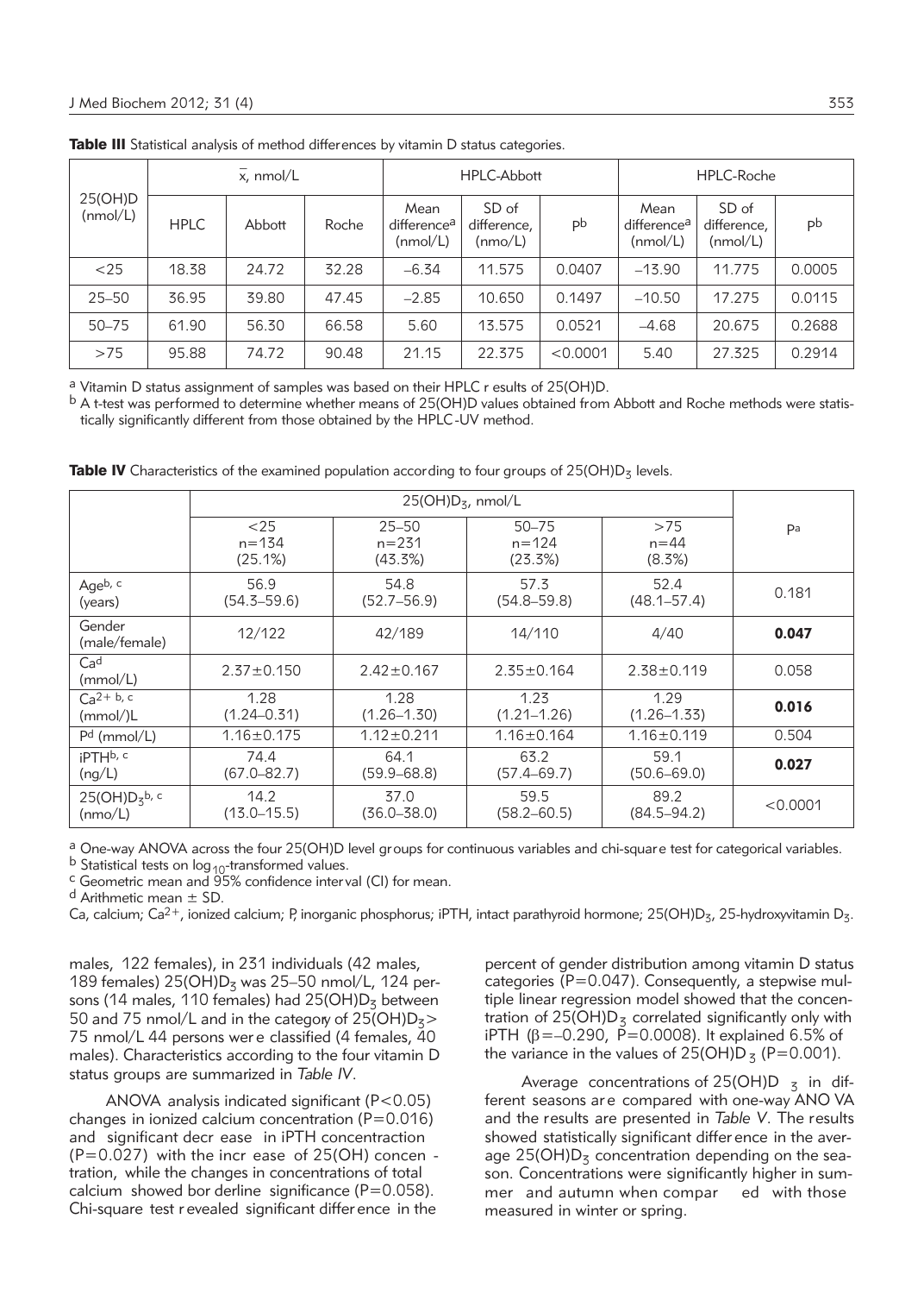**Table III** Statistical analysis of method differences by vitamin D status categories.

| 25(OH)D (nmol/L) | $\bar{x}$, nmol/L | | | HPLC-Abbott | | | HPLC-Roche | | |
|---|---|---|---|---|---|---|---|---|---|
| | HPLC | Abbott | Roche | Mean difference[a] (nmol/L) | SD of difference, (nmo/L) | p[b] | Mean difference[a] (nmol/L) | SD of difference, (nmol/L) | p[b] |
| <25 | 18.38 | 24.72 | 32.28 | –6.34 | 11.575 | 0.0407 | –13.90 | 11.775 | 0.0005 |
| 25–50 | 36.95 | 39.80 | 47.45 | –2.85 | 10.650 | 0.1497 | –10.50 | 17.275 | 0.0115 |
| 50–75 | 61.90 | 56.30 | 66.58 | 5.60 | 13.575 | 0.0521 | –4.68 | 20.675 | 0.2688 |
| >75 | 95.88 | 74.72 | 90.48 | 21.15 | 22.375 | <0.0001 | 5.40 | 27.325 | 0.2914 |

[a] Vitamin D status assignment of samples was based on their HPLC r esults of 25(OH)D.
[b] A t-test was performed to determine whether means of 25(OH)D values obtained from Abbott and Roche methods were statistically significantly different from those obtained by the HPLC-UV method.

**Table IV** Characteristics of the examined population according to four groups of $25(OH)D_3$ levels.

| | $25(OH)D_3$, nmol/L | | | | P[a] |
|---|---|---|---|---|---|
| | <25 n=134 (25.1%) | 25–50 n=231 (43.3%) | 50–75 n=124 (23.3%) | >75 n=44 (8.3%) | |
| Age[b, c] (years) | 56.9 (54.3–59.6) | 54.8 (52.7–56.9) | 57.3 (54.8–59.8) | 52.4 (48.1–57.4) | 0.181 |
| Gender (male/female) | 12/122 | 42/189 | 14/110 | 4/40 | **0.047** |
| Ca[d] (mmol/L) | 2.37±0.150 | 2.42±0.167 | 2.35±0.164 | 2.38±0.119 | 0.058 |
| $Ca^{2+}$ [b, c] (mmol/)L | 1.28 (1.24–0.31) | 1.28 (1.26–1.30) | 1.23 (1.21–1.26) | 1.29 (1.26–1.33) | **0.016** |
| P[d] (mmol/L) | 1.16±0.175 | 1.12±0.211 | 1.16±0.164 | 1.16±0.119 | 0.504 |
| iPTH[b, c] (ng/L) | 74.4 (67.0–82.7) | 64.1 (59.9–68.8) | 63.2 (57.4–69.7) | 59.1 (50.6–69.0) | **0.027** |
| $25(OH)D_3$[b, c] (nmo/L) | 14.2 (13.0–15.5) | 37.0 (36.0–38.0) | 59.5 (58.2–60.5) | 89.2 (84.5–94.2) | <0.0001 |

[a] One-way ANOVA across the four 25(OH)D level groups for continuous variables and chi-square test for categorical variables.
[b] Statistical tests on $\log_{10}$-transformed values.
[c] Geometric mean and 95% confidence interval (CI) for mean.
[d] Arithmetic mean ± SD.
Ca, calcium; $Ca^{2+}$, ionized calcium; P, inorganic phosphorus; iPTH, intact parathyroid hormone; $25(OH)D_3$, 25-hydroxyvitamin $D_3$.

males, 122 females), in 231 individuals (42 males, 189 females) $25(OH)D_3$ was 25–50 nmol/L, 124 persons (14 males, 110 females) had $25(OH)D_3$ between 50 and 75 nmol/L and in the category of $25(OH)D_3$ > 75 nmol/L 44 persons were classified (4 females, 40 males). Characteristics according to the four vitamin D status groups are summarized in *Table IV*.

ANOVA analysis indicated significant (P<0.05) changes in ionized calcium concentration (P=0.016) and significant decrease in iPTH concentration (P=0.027) with the increase of 25(OH) concentration, while the changes in concentrations of total calcium showed borderline significance (P=0.058). Chi-square test revealed significant difference in the percent of gender distribution among vitamin D status categories (P=0.047). Consequently, a stepwise multiple linear regression model showed that the concentration of $25(OH)D_3$ correlated significantly only with iPTH ($\beta$=–0.290, P=0.0008). It explained 6.5% of the variance in the values of $25(OH)D_3$ (P=0.001).

Average concentrations of $25(OH)D_3$ in different seasons are compared with one-way ANOVA and the results are presented in *Table V*. The results showed statistically significant difference in the average $25(OH)D_3$ concentration depending on the season. Concentrations were significantly higher in summer and autumn when compared with those measured in winter or spring.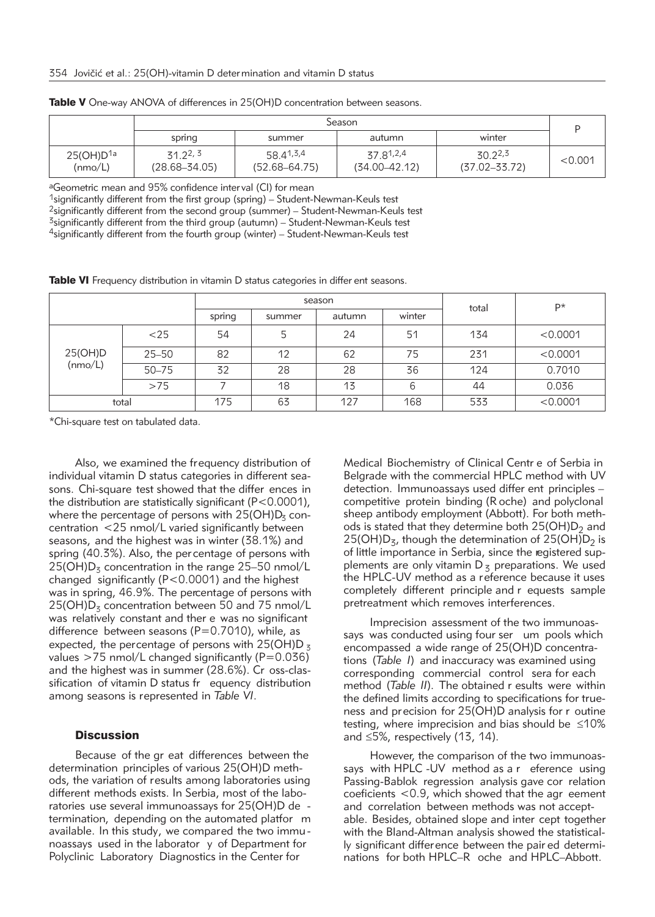**Table V** One-way ANOVA of differences in 25(OH)D concentration between seasons.

| | Season | | | | P |
|---|---|---|---|---|---|
| | spring | summer | autumn | winter | |
| 25(OH)D[1a] (nmo/L) | 31.2[2, 3] (28.68–34.05) | 58.4[1,3,4] (52.68–64.75) | 37.8[1,2,4] (34.00–42.12) | 30.2[2,3] (37.02–33.72) | <0.001 |

[a]Geometric mean and 95% confidence interval (CI) for mean
[1]significantly different from the first group (spring) – Student-Newman-Keuls test
[2]significantly different from the second group (summer) – Student-Newman-Keuls test
[3]significantly different from the third group (autumn) – Student-Newman-Keuls test
[4]significantly different from the fourth group (winter) – Student-Newman-Keuls test

**Table VI** Frequency distribution in vitamin D status categories in different seasons.

| | | season | | | | total | P* |
|---|---|---|---|---|---|---|---|
| | | spring | summer | autumn | winter | | |
| 25(OH)D (nmo/L) | <25 | 54 | 5 | 24 | 51 | 134 | <0.0001 |
| | 25–50 | 82 | 12 | 62 | 75 | 231 | <0.0001 |
| | 50–75 | 32 | 28 | 28 | 36 | 124 | 0.7010 |
| | >75 | 7 | 18 | 13 | 6 | 44 | 0.036 |
| total | | 175 | 63 | 127 | 168 | 533 | <0.0001 |

*Chi-square test on tabulated data.

Also, we examined the frequency distribution of individual vitamin D status categories in different seasons. Chi-square test showed that the differences in the distribution are statistically significant ($P<0.0001$), where the percentage of persons with $25(OH)D_3$ concentration <25 nmol/L varied significantly between seasons, and the highest was in winter (38.1%) and spring (40.3%). Also, the percentage of persons with $25(OH)D_3$ concentration in the range 25–50 nmol/L changed significantly ($P<0.0001$) and the highest was in spring, 46.9%. The percentage of persons with $25(OH)D_3$ concentration between 50 and 75 nmol/L was relatively constant and there was no significant difference between seasons ($P=0.7010$), while, as expected, the percentage of persons with $25(OH)D_3$ values >75 nmol/L changed significantly ($P=0.036$) and the highest was in summer (28.6%). Cross-classification of vitamin D status frequency distribution among seasons is represented in *Table VI*.

## Discussion

Because of the great differences between the determination principles of various 25(OH)D methods, the variation of results among laboratories using different methods exists. In Serbia, most of the laboratories use several immunoassays for 25(OH)D determination, depending on the automated platform available. In this study, we compared the two immunoassays used in the laboratory of Department for Polyclinic Laboratory Diagnostics in the Center for Medical Biochemistry of Clinical Centre of Serbia in Belgrade with the commercial HPLC method with UV detection. Immunoassays used different principles – competitive protein binding (Roche) and polyclonal sheep antibody employment (Abbott). For both methods is stated that they determine both $25(OH)D_2$ and $25(OH)D_3$, though the determination of $25(OH)D_2$ is of little importance in Serbia, since the registered supplements are only vitamin $D_3$ preparations. We used the HPLC-UV method as a reference because it uses completely different principle and requests sample pretreatment which removes interferences.

Imprecision assessment of the two immunoassays was conducted using four serum pools which encompassed a wide range of 25(OH)D concentrations (*Table I*) and inaccuracy was examined using corresponding commercial control sera for each method (*Table II*). The obtained results were within the defined limits according to specifications for trueness and precision for 25(OH)D analysis for routine testing, where imprecision and bias should be ≤10% and ≤5%, respectively (13, 14).

However, the comparison of the two immunoassays with HPLC-UV method as a reference using Passing-Bablok regression analysis gave correlation coeficients <0.9, which showed that the agreement and correlation between methods was not acceptable. Besides, obtained slope and intercept together with the Bland-Altman analysis showed the statistically significant difference between the paired determinations for both HPLC–Roche and HPLC–Abbott.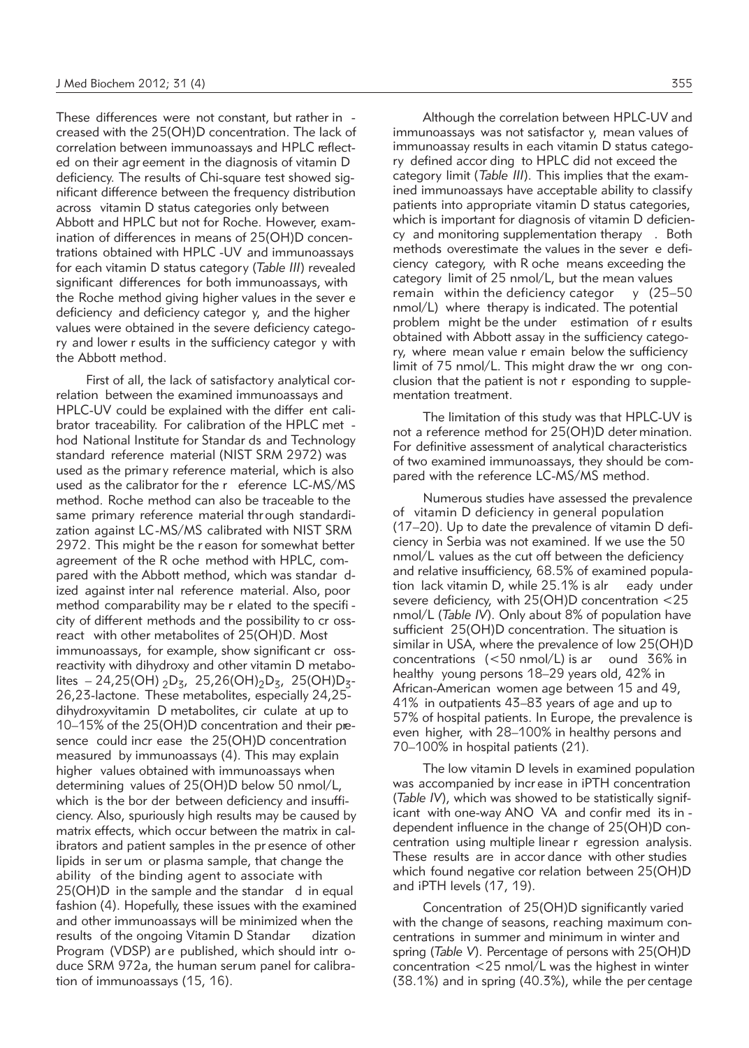These differences were not constant, but rather increased with the 25(OH)D concentration. The lack of correlation between immunoassays and HPLC reflected on their agreement in the diagnosis of vitamin D deficiency. The results of Chi-square test showed significant difference between the frequency distribution across vitamin D status categories only between Abbott and HPLC but not for Roche. However, examination of differences in means of 25(OH)D concentrations obtained with HPLC-UV and immunoassays for each vitamin D status category (*Table III*) revealed significant differences for both immunoassays, with the Roche method giving higher values in the severe deficiency and deficiency category, and the higher values were obtained in the severe deficiency category and lower results in the sufficiency category with the Abbott method.

First of all, the lack of satisfactory analytical correlation between the examined immunoassays and HPLC-UV could be explained with the different calibrator traceability. For calibration of the HPLC method National Institute for Standards and Technology standard reference material (NIST SRM 2972) was used as the primary reference material, which is also used as the calibrator for the reference LC-MS/MS method. Roche method can also be traceable to the same primary reference material through standardization against LC-MS/MS calibrated with NIST SRM 2972. This might be the reason for somewhat better agreement of the Roche method with HPLC, compared with the Abbott method, which was standardized against internal reference material. Also, poor method comparability may be related to the specificity of different methods and the possibility to cross-react with other metabolites of 25(OH)D. Most immunoassays, for example, show significant cross-reactivity with dihydroxy and other vitamin D metabolites – 24,25(OH)$_2$D$_3$, 25,26(OH)$_2$D$_3$, 25(OH)D$_3$-26,23-lactone. These metabolites, especially 24,25-dihydroxyvitamin D metabolites, circulate at up to 10–15% of the 25(OH)D concentration and their presence could increase the 25(OH)D concentration measured by immunoassays (4). This may explain higher values obtained with immunoassays when determining values of 25(OH)D below 50 nmol/L, which is the border between deficiency and insufficiency. Also, spuriously high results may be caused by matrix effects, which occur between the matrix in calibrators and patient samples in the presence of other lipids in serum or plasma sample, that change the ability of the binding agent to associate with 25(OH)D in the sample and the standard in equal fashion (4). Hopefully, these issues with the examined and other immunoassays will be minimized when the results of the ongoing Vitamin D Standardization Program (VDSP) are published, which should introduce SRM 972a, the human serum panel for calibration of immunoassays (15, 16).

Although the correlation between HPLC-UV and immunoassays was not satisfactory, mean values of immunoassay results in each vitamin D status category defined according to HPLC did not exceed the category limit (*Table III*). This implies that the examined immunoassays have acceptable ability to classify patients into appropriate vitamin D status categories, which is important for diagnosis of vitamin D deficiency and monitoring supplementation therapy. Both methods overestimate the values in the severe deficiency category, with Roche means exceeding the category limit of 25 nmol/L, but the mean values remain within the deficiency category (25–50 nmol/L) where therapy is indicated. The potential problem might be the underestimation of results obtained with Abbott assay in the sufficiency category, where mean value remain below the sufficiency limit of 75 nmol/L. This might draw the wrong conclusion that the patient is not responding to supplementation treatment.

The limitation of this study was that HPLC-UV is not a reference method for 25(OH)D determination. For definitive assessment of analytical characteristics of two examined immunoassays, they should be compared with the reference LC-MS/MS method.

Numerous studies have assessed the prevalence of vitamin D deficiency in general population (17–20). Up to date the prevalence of vitamin D deficiency in Serbia was not examined. If we use the 50 nmol/L values as the cut off between the deficiency and relative insufficiency, 68.5% of examined population lack vitamin D, while 25.1% is already under severe deficiency, with 25(OH)D concentration <25 nmol/L (*Table IV*). Only about 8% of population have sufficient 25(OH)D concentration. The situation is similar in USA, where the prevalence of low 25(OH)D concentrations (<50 nmol/L) is around 36% in healthy young persons 18–29 years old, 42% in African-American women age between 15 and 49, 41% in outpatients 43–83 years of age and up to 57% of hospital patients. In Europe, the prevalence is even higher, with 28–100% in healthy persons and 70–100% in hospital patients (21).

The low vitamin D levels in examined population was accompanied by increase in iPTH concentration (*Table IV*), which was showed to be statistically significant with one-way ANOVA and confirmed its independent influence in the change of 25(OH)D concentration using multiple linear regression analysis. These results are in accordance with other studies which found negative correlation between 25(OH)D and iPTH levels (17, 19).

Concentration of 25(OH)D significantly varied with the change of seasons, reaching maximum concentrations in summer and minimum in winter and spring (*Table V*). Percentage of persons with 25(OH)D concentration <25 nmol/L was the highest in winter (38.1%) and in spring (40.3%), while the percentage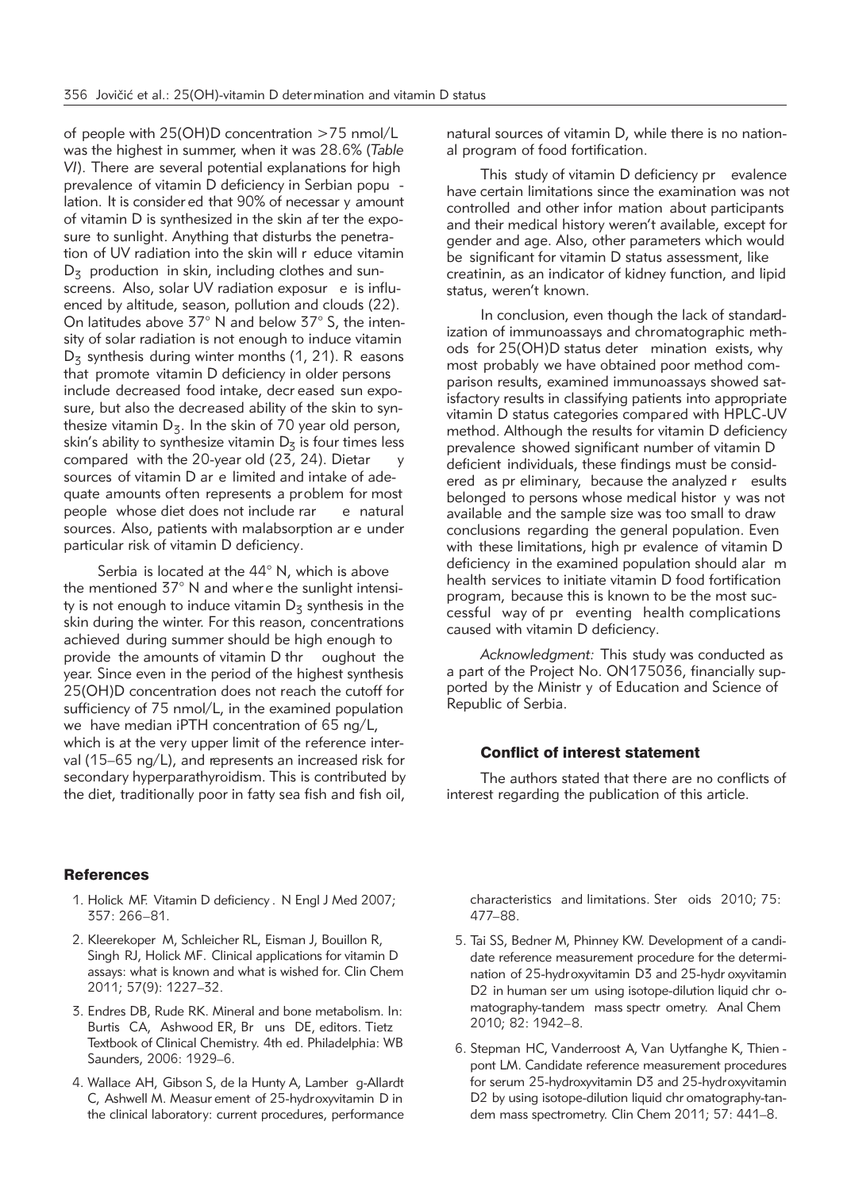of people with 25(OH)D concentration >75 nmol/L was the highest in summer, when it was 28.6% (*Table VI*). There are several potential explanations for high prevalence of vitamin D deficiency in Serbian population. It is considered that 90% of necessary amount of vitamin D is synthesized in the skin after the exposure to sunlight. Anything that disturbs the penetration of UV radiation into the skin will reduce vitamin $D_3$ production in skin, including clothes and sunscreens. Also, solar UV radiation exposure is influenced by altitude, season, pollution and clouds (22). On latitudes above 37° N and below 37° S, the intensity of solar radiation is not enough to induce vitamin $D_3$ synthesis during winter months (1, 21). Reasons that promote vitamin D deficiency in older persons include decreased food intake, decreased sun exposure, but also the decreased ability of the skin to synthesize vitamin $D_3$. In the skin of 70 year old person, skin's ability to synthesize vitamin $D_3$ is four times less compared with the 20-year old (23, 24). Dietary sources of vitamin D are limited and intake of adequate amounts often represents a problem for most people whose diet does not include rare natural sources. Also, patients with malabsorption are under particular risk of vitamin D deficiency.

Serbia is located at the 44° N, which is above the mentioned 37° N and where the sunlight intensity is not enough to induce vitamin $D_3$ synthesis in the skin during the winter. For this reason, concentrations achieved during summer should be high enough to provide the amounts of vitamin D throughout the year. Since even in the period of the highest synthesis 25(OH)D concentration does not reach the cutoff for sufficiency of 75 nmol/L, in the examined population we have median iPTH concentration of 65 ng/L, which is at the very upper limit of the reference interval (15–65 ng/L), and represents an increased risk for secondary hyperparathyroidism. This is contributed by the diet, traditionally poor in fatty sea fish and fish oil, natural sources of vitamin D, while there is no national program of food fortification.

This study of vitamin D deficiency prevalence have certain limitations since the examination was not controlled and other information about participants and their medical history weren't available, except for gender and age. Also, other parameters which would be significant for vitamin D status assessment, like creatinin, as an indicator of kidney function, and lipid status, weren't known.

In conclusion, even though the lack of standardization of immunoassays and chromatographic methods for 25(OH)D status determination exists, why most probably we have obtained poor method comparison results, examined immunoassays showed satisfactory results in classifying patients into appropriate vitamin D status categories compared with HPLC-UV method. Although the results for vitamin D deficiency prevalence showed significant number of vitamin D deficient individuals, these findings must be considered as preliminary, because the analyzed results belonged to persons whose medical history was not available and the sample size was too small to draw conclusions regarding the general population. Even with these limitations, high prevalence of vitamin D deficiency in the examined population should alarm health services to initiate vitamin D food fortification program, because this is known to be the most successful way of preventing health complications caused with vitamin D deficiency.

*Acknowledgment:* This study was conducted as a part of the Project No. ON175036, financially supported by the Ministry of Education and Science of Republic of Serbia.

### Conflict of interest statement

The authors stated that there are no conflicts of interest regarding the publication of this article.

## References

1. Holick MF. Vitamin D deficiency. N Engl J Med 2007; 357: 266–81.
2. Kleerekoper M, Schleicher RL, Eisman J, Bouillon R, Singh RJ, Holick MF. Clinical applications for vitamin D assays: what is known and what is wished for. Clin Chem 2011; 57(9): 1227–32.
3. Endres DB, Rude RK. Mineral and bone metabolism. In: Burtis CA, Ashwood ER, Bruns DE, editors. Tietz Textbook of Clinical Chemistry. 4th ed. Philadelphia: WB Saunders, 2006: 1929–6.
4. Wallace AH, Gibson S, de la Hunty A, Lamberg-Allardt C, Ashwell M. Measurement of 25-hydroxyvitamin D in the clinical laboratory: current procedures, performance characteristics and limitations. Steroids 2010; 75: 477–88.
5. Tai SS, Bedner M, Phinney KW. Development of a candidate reference measurement procedure for the determination of 25-hydroxyvitamin D3 and 25-hydroxyvitamin D2 in human serum using isotope-dilution liquid chromatography-tandem mass spectrometry. Anal Chem 2010; 82: 1942–8.
6. Stepman HC, Vanderroost A, Van Uytfanghe K, Thienpont LM. Candidate reference measurement procedures for serum 25-hydroxyvitamin D3 and 25-hydroxyvitamin D2 by using isotope-dilution liquid chromatography-tandem mass spectrometry. Clin Chem 2011; 57: 441–8.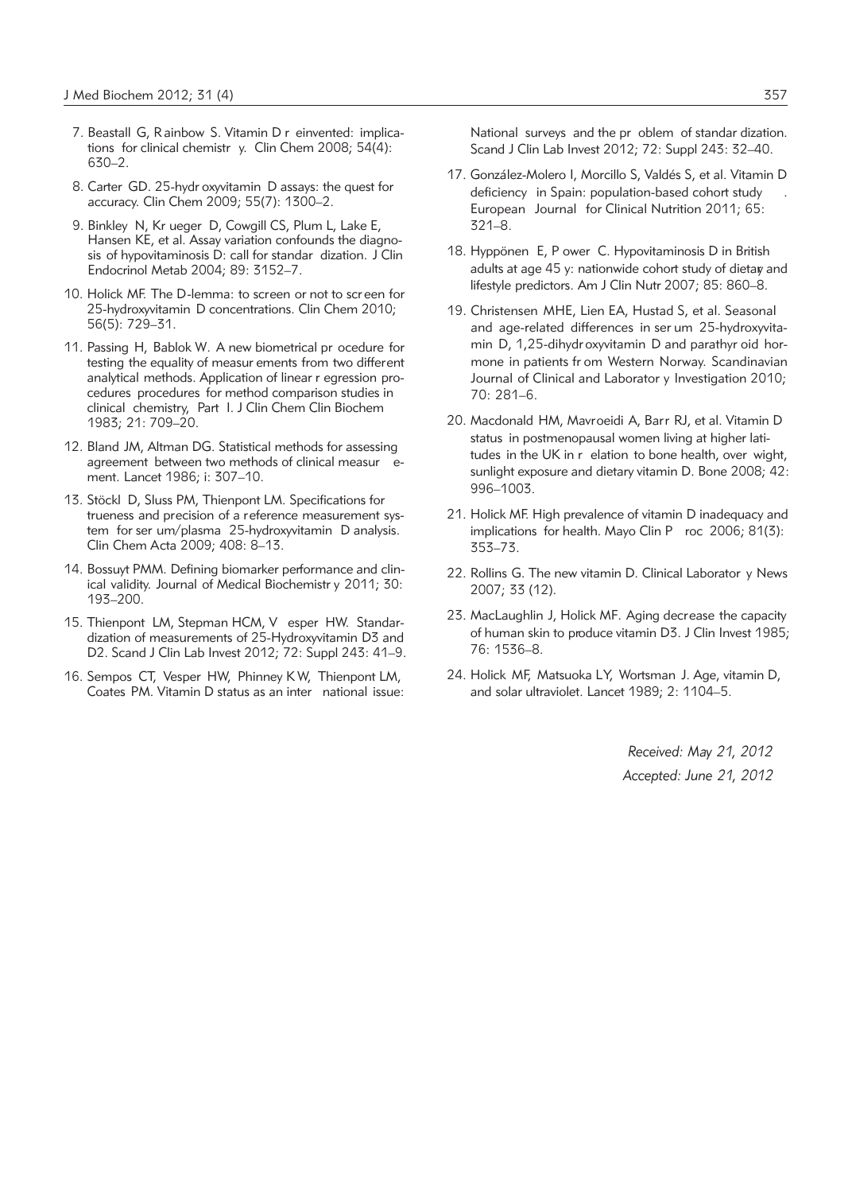7. Beastall G, Rainbow S. Vitamin D reinvented: implications for clinical chemistry. Clin Chem 2008; 54(4): 630–2.

8. Carter GD. 25-hydroxyvitamin D assays: the quest for accuracy. Clin Chem 2009; 55(7): 1300–2.

9. Binkley N, Krueger D, Cowgill CS, Plum L, Lake E, Hansen KE, et al. Assay variation confounds the diagnosis of hypovitaminosis D: call for standardization. J Clin Endocrinol Metab 2004; 89: 3152–7.

10. Holick MF. The D-lemma: to screen or not to screen for 25-hydroxyvitamin D concentrations. Clin Chem 2010; 56(5): 729–31.

11. Passing H, Bablok W. A new biometrical procedure for testing the equality of measurements from two different analytical methods. Application of linear regression procedures procedures for method comparison studies in clinical chemistry, Part I. J Clin Chem Clin Biochem 1983; 21: 709–20.

12. Bland JM, Altman DG. Statistical methods for assessing agreement between two methods of clinical measurement. Lancet 1986; i: 307–10.

13. Stöckl D, Sluss PM, Thienpont LM. Specifications for trueness and precision of a reference measurement system for serum/plasma 25-hydroxyvitamin D analysis. Clin Chem Acta 2009; 408: 8–13.

14. Bossuyt PMM. Defining biomarker performance and clinical validity. Journal of Medical Biochemistry 2011; 30: 193–200.

15. Thienpont LM, Stepman HCM, Vesper HW. Standardization of measurements of 25-Hydroxyvitamin D3 and D2. Scand J Clin Lab Invest 2012; 72: Suppl 243: 41–9.

16. Sempos CT, Vesper HW, Phinney KW, Thienpont LM, Coates PM. Vitamin D status as an international issue: National surveys and the problem of standardization. Scand J Clin Lab Invest 2012; 72: Suppl 243: 32–40.

17. González-Molero I, Morcillo S, Valdés S, et al. Vitamin D deficiency in Spain: population-based cohort study. European Journal for Clinical Nutrition 2011; 65: 321–8.

18. Hyppönen E, Power C. Hypovitaminosis D in British adults at age 45 y: nationwide cohort study of dietary and lifestyle predictors. Am J Clin Nutr 2007; 85: 860–8.

19. Christensen MHE, Lien EA, Hustad S, et al. Seasonal and age-related differences in serum 25-hydroxyvitamin D, 1,25-dihydroxyvitamin D and parathyroid hormone in patients from Western Norway. Scandinavian Journal of Clinical and Laboratory Investigation 2010; 70: 281–6.

20. Macdonald HM, Mavroeidi A, Barr RJ, et al. Vitamin D status in postmenopausal women living at higher latitudes in the UK in relation to bone health, over wight, sunlight exposure and dietary vitamin D. Bone 2008; 42: 996–1003.

21. Holick MF. High prevalence of vitamin D inadequacy and implications for health. Mayo Clin Proc 2006; 81(3): 353–73.

22. Rollins G. The new vitamin D. Clinical Laboratory News 2007; 33 (12).

23. MacLaughlin J, Holick MF. Aging decrease the capacity of human skin to produce vitamin D3. J Clin Invest 1985; 76: 1536–8.

24. Holick MF, Matsuoka LY, Wortsman J. Age, vitamin D, and solar ultraviolet. Lancet 1989; 2: 1104–5.

*Received: May 21, 2012*
*Accepted: June 21, 2012*